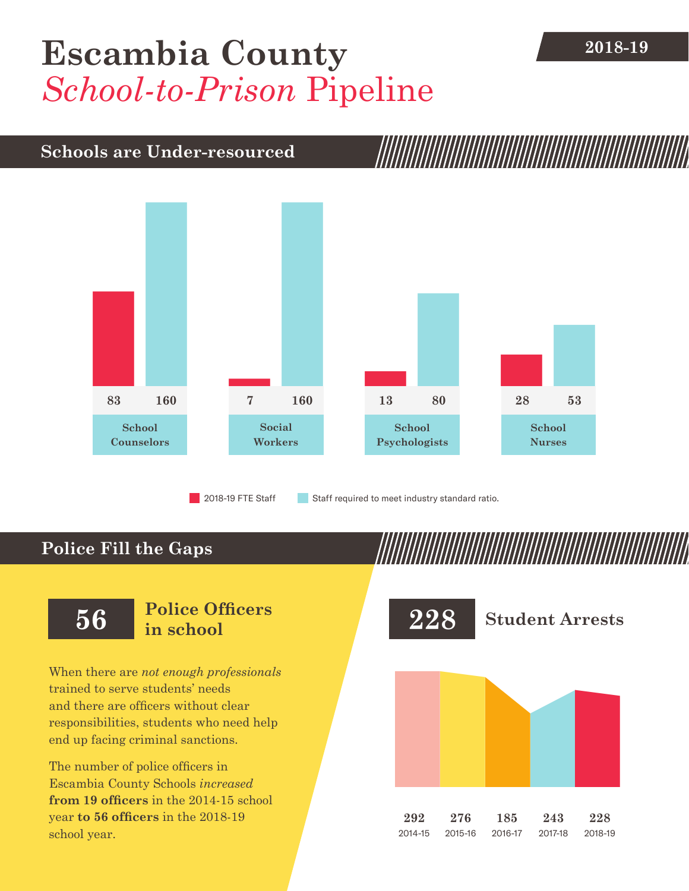# Escambia County *School-to-Prison* Pipeline

**2018-19**

## Schools are Under-resourced

| | 2018-19 FTE Staff | Staff required to meet industry standard ratio. |
|---|---|---|
| School Counselors | 83 | 160 |
| Social Workers | 7 | 160 |
| School Psychologists | 13 | 80 |
| School Nurses | 28 | 53 |

## Police Fill the Gaps

**56** **Police Officers in school**

When there are *not enough professionals* trained to serve students' needs and there are officers without clear responsibilities, students who need help end up facing criminal sanctions.

The number of police officers in Escambia County Schools *increased* **from 19 officers** in the 2014-15 school year **to 56 officers** in the 2018-19 school year.

**228** **Student Arrests**

| 2014-15 | 2015-16 | 2016-17 | 2017-18 | 2018-19 |
|---|---|---|---|---|
| 292 | 276 | 185 | 243 | 228 |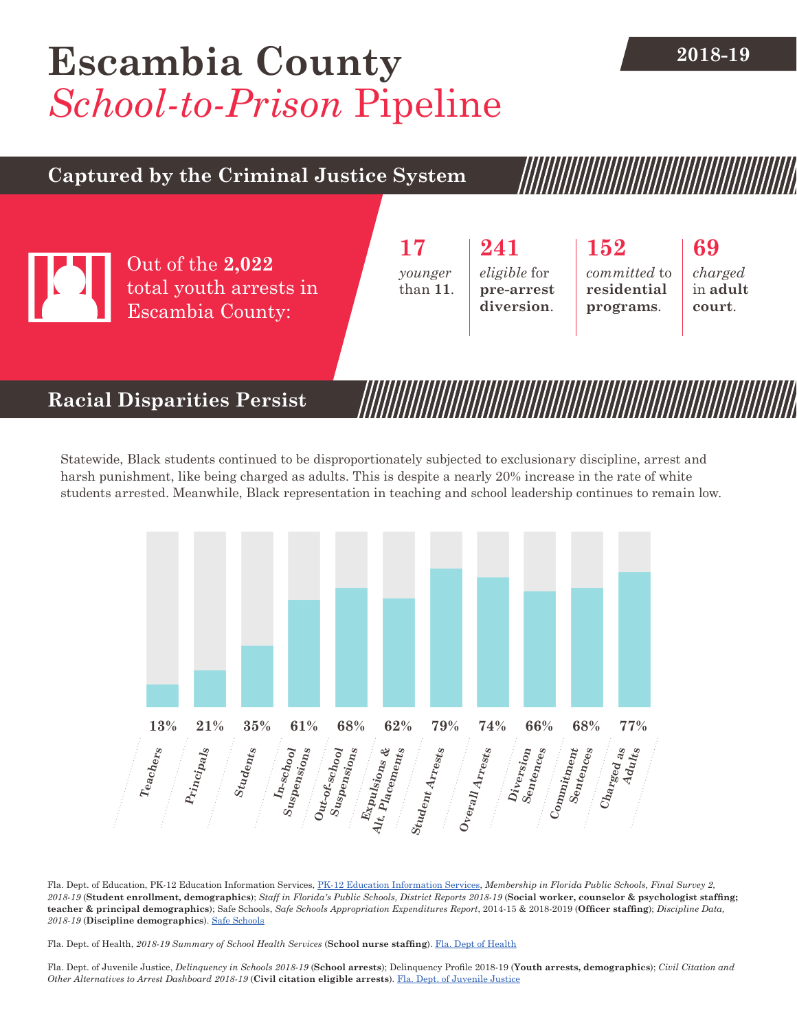# Escambia County *School-to-Prison* Pipeline

2018-19

## Captured by the Criminal Justice System

Out of the **2,022** total youth arrests in Escambia County:

**17** *younger* than **11**.

**241** *eligible* for **pre-arrest diversion**.

**152** *committed* to **residential programs**.

**69** *charged* in **adult court**.

## Racial Disparities Persist

Statewide, Black students continued to be disproportionately subjected to exclusionary discipline, arrest and harsh punishment, like being charged as adults. This is despite a nearly 20% increase in the rate of white students arrested. Meanwhile, Black representation in teaching and school leadership continues to remain low.

13% Teachers
21% Principals
35% Students
61% In-school Suspensions
68% Out-of-school Suspensions
62% Expulsions & Alt. Placements
79% Student Arrests
74% Overall Arrests
66% Diversion Sentences
68% Commitment Sentences
77% Charged as Adults

Fla. Dept. of Education, PK-12 Education Information Services, PK-12 Education Information Services, *Membership in Florida Public Schools, Final Survey 2, 2018-19* (**Student enrollment, demographics**); *Staff in Florida's Public Schools, District Reports 2018-19* (**Social worker, counselor & psychologist staffing; teacher & principal demographics**); Safe Schools, *Safe Schools Appropriation Expenditures Report*, 2014-15 & 2018-2019 (**Officer staffing**); *Discipline Data, 2018-19* (**Discipline demographics**). Safe Schools

Fla. Dept. of Health, *2018-19 Summary of School Health Services* (**School nurse staffing**). Fla. Dept of Health

Fla. Dept. of Juvenile Justice, *Delinquency in Schools 2018-19* (**School arrests**); Delinquency Profile 2018-19 (**Youth arrests, demographics**); *Civil Citation and Other Alternatives to Arrest Dashboard 2018-19* (**Civil citation eligible arrests**). Fla. Dept. of Juvenile Justice